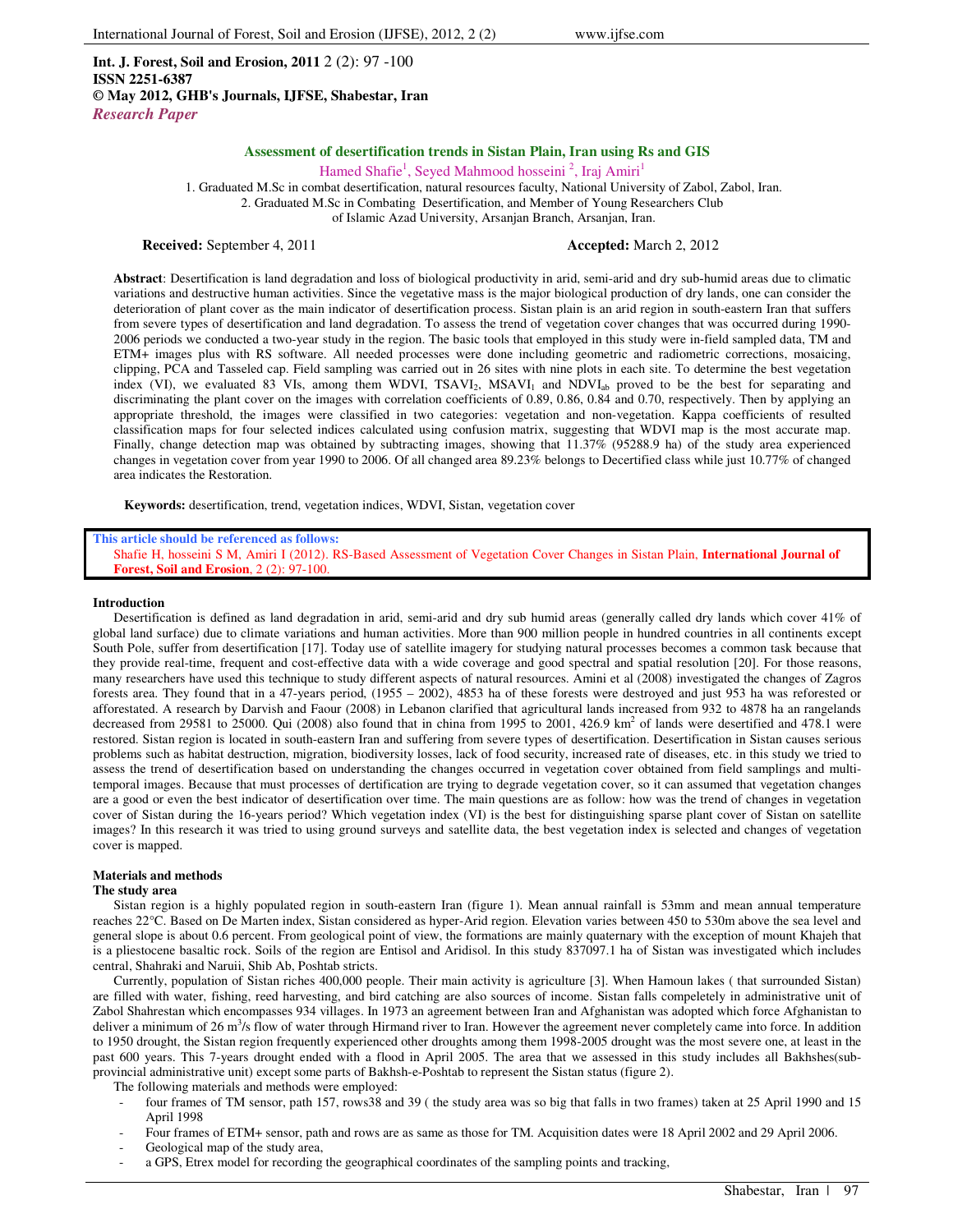**Int. J. Forest, Soil and Erosion, 2011** 2 (2): 97 -100
**ISSN 2251-6387**
**© May 2012, GHB's Journals, IJFSE, Shabestar, Iran**
*Research Paper*

# Assessment of desertification trends in Sistan Plain, Iran using Rs and GIS

Hamed Shafie[1], Seyed Mahmood hosseini [2], Iraj Amiri[1]

1. Graduated M.Sc in combat desertification, natural resources faculty, National University of Zabol, Zabol, Iran.
2. Graduated M.Sc in Combating Desertification, and Member of Young Researchers Club of Islamic Azad University, Arsanjan Branch, Arsanjan, Iran.

**Received:** September 4, 2011 **Accepted:** March 2, 2012

**Abstract**: Desertification is land degradation and loss of biological productivity in arid, semi-arid and dry sub-humid areas due to climatic variations and destructive human activities. Since the vegetative mass is the major biological production of dry lands, one can consider the deterioration of plant cover as the main indicator of desertification process. Sistan plain is an arid region in south-eastern Iran that suffers from severe types of desertification and land degradation. To assess the trend of vegetation cover changes that was occurred during 1990-2006 periods we conducted a two-year study in the region. The basic tools that employed in this study were in-field sampled data, TM and ETM+ images plus with RS software. All needed processes were done including geometric and radiometric corrections, mosaicing, clipping, PCA and Tasseled cap. Field sampling was carried out in 26 sites with nine plots in each site. To determine the best vegetation index (VI), we evaluated 83 VIs, among them WDVI, $TSAVI_2$, $MSAVI_1$ and $NDVI_{ab}$ proved to be the best for separating and discriminating the plant cover on the images with correlation coefficients of 0.89, 0.86, 0.84 and 0.70, respectively. Then by applying an appropriate threshold, the images were classified in two categories: vegetation and non-vegetation. Kappa coefficients of resulted classification maps for four selected indices calculated using confusion matrix, suggesting that WDVI map is the most accurate map. Finally, change detection map was obtained by subtracting images, showing that 11.37% (95288.9 ha) of the study area experienced changes in vegetation cover from year 1990 to 2006. Of all changed area 89.23% belongs to Decertified class while just 10.77% of changed area indicates the Restoration.

**Keywords:** desertification, trend, vegetation indices, WDVI, Sistan, vegetation cover

**This article should be referenced as follows:**
Shafie H, hosseini S M, Amiri I (2012). RS-Based Assessment of Vegetation Cover Changes in Sistan Plain, **International Journal of Forest, Soil and Erosion**, 2 (2): 97-100.

## Introduction

Desertification is defined as land degradation in arid, semi-arid and dry sub humid areas (generally called dry lands which cover 41% of global land surface) due to climate variations and human activities. More than 900 million people in hundred countries in all continents except South Pole, suffer from desertification [17]. Today use of satellite imagery for studying natural processes becomes a common task because that they provide real-time, frequent and cost-effective data with a wide coverage and good spectral and spatial resolution [20]. For those reasons, many researchers have used this technique to study different aspects of natural resources. Amini et al (2008) investigated the changes of Zagros forests area. They found that in a 47-years period, (1955 – 2002), 4853 ha of these forests were destroyed and just 953 ha was reforested or afforestated. A research by Darvish and Faour (2008) in Lebanon clarified that agricultural lands increased from 932 to 4878 ha an rangelands decreased from 29581 to 25000. Qui (2008) also found that in china from 1995 to 2001, 426.9 $km^2$ of lands were desertified and 478.1 were restored. Sistan region is located in south-eastern Iran and suffering from severe types of desertification. Desertification in Sistan causes serious problems such as habitat destruction, migration, biodiversity losses, lack of food security, increased rate of diseases, etc. in this study we tried to assess the trend of desertification based on understanding the changes occurred in vegetation cover obtained from field samplings and multi-temporal images. Because that must processes of dertification are trying to degrade vegetation cover, so it can assumed that vegetation changes are a good or even the best indicator of desertification over time. The main questions are as follow: how was the trend of changes in vegetation cover of Sistan during the 16-years period? Which vegetation index (VI) is the best for distinguishing sparse plant cover of Sistan on satellite images? In this research it was tried to using ground surveys and satellite data, the best vegetation index is selected and changes of vegetation cover is mapped.

## Materials and methods

### The study area

Sistan region is a highly populated region in south-eastern Iran (figure 1). Mean annual rainfall is 53mm and mean annual temperature reaches 22°C. Based on De Marten index, Sistan considered as hyper-Arid region. Elevation varies between 450 to 530m above the sea level and general slope is about 0.6 percent. From geological point of view, the formations are mainly quaternary with the exception of mount Khajeh that is a pliestocene basaltic rock. Soils of the region are Entisol and Aridisol. In this study 837097.1 ha of Sistan was investigated which includes central, Shahraki and Naruii, Shib Ab, Poshtab stricts.

Currently, population of Sistan riches 400,000 people. Their main activity is agriculture [3]. When Hamoun lakes ( that surrounded Sistan) are filled with water, fishing, reed harvesting, and bird catching are also sources of income. Sistan falls compeletely in administrative unit of Zabol Shahrestan which encompasses 934 villages. In 1973 an agreement between Iran and Afghanistan was adopted which force Afghanistan to deliver a minimum of 26 $m^3$/s flow of water through Hirmand river to Iran. However the agreement never completely came into force. In addition to 1950 drought, the Sistan region frequently experienced other droughts among them 1998-2005 drought was the most severe one, at least in the past 600 years. This 7-years drought ended with a flood in April 2005. The area that we assessed in this study includes all Bakhshes(sub-provincial administrative unit) except some parts of Bakhsh-e-Poshtab to represent the Sistan status (figure 2).

The following materials and methods were employed:

- four frames of TM sensor, path 157, rows38 and 39 ( the study area was so big that falls in two frames) taken at 25 April 1990 and 15 April 1998
- Four frames of ETM+ sensor, path and rows are as same as those for TM. Acquisition dates were 18 April 2002 and 29 April 2006.
- Geological map of the study area,
- a GPS, Etrex model for recording the geographical coordinates of the sampling points and tracking,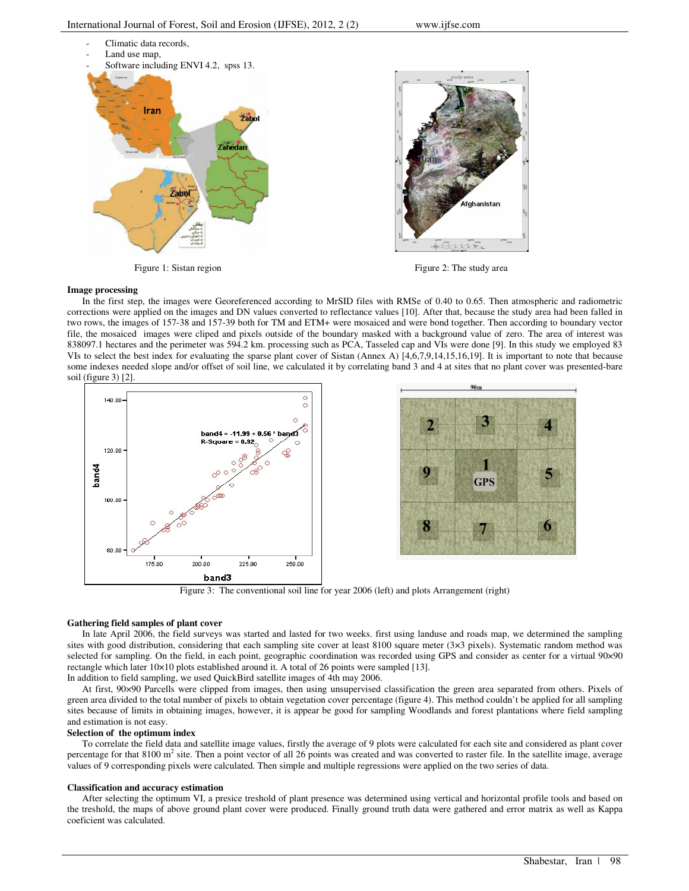- Climatic data records,
- Land use map,
- Software including ENVI 4.2, spss 13.

Figure 1: Sistan region

Figure 2: The study area

**Image processing**

In the first step, the images were Georeferenced according to MrSID files with RMSe of 0.40 to 0.65. Then atmospheric and radiometric corrections were applied on the images and DN values converted to reflectance values [10]. After that, because the study area had been falled in two rows, the images of 157-38 and 157-39 both for TM and ETM+ were mosaiced and were bond together. Then according to boundary vector file, the mosaiced images were cliped and pixels outside of the boundary masked with a background value of zero. The area of interest was 838097.1 hectares and the perimeter was 594.2 km. processing such as PCA, Tasseled cap and VIs were done [9]. In this study we employed 83 VIs to select the best index for evaluating the sparse plant cover of Sistan (Annex A) [4,6,7,9,14,15,16,19]. It is important to note that because some indexes needed slope and/or offset of soil line, we calculated it by correlating band 3 and 4 at sites that no plant cover was presented-bare soil (figure 3) [2].

Figure 3: The conventional soil line for year 2006 (left) and plots Arrangement (right)

**Gathering field samples of plant cover**

In late April 2006, the field surveys was started and lasted for two weeks. first using landuse and roads map, we determined the sampling sites with good distribution, considering that each sampling site cover at least 8100 square meter (3×3 pixels). Systematic random method was selected for sampling. On the field, in each point, geographic coordination was recorded using GPS and consider as center for a virtual 90×90 rectangle which later 10×10 plots established around it. A total of 26 points were sampled [13].

In addition to field sampling, we used QuickBird satellite images of 4th may 2006.

At first, 90×90 Parcells were clipped from images, then using unsupervised classification the green area separated from others. Pixels of green area divided to the total number of pixels to obtain vegetation cover percentage (figure 4). This method couldn't be applied for all sampling sites because of limits in obtaining images, however, it is appear be good for sampling Woodlands and forest plantations where field sampling and estimation is not easy.

**Selection of the optimum index**

To correlate the field data and satellite image values, firstly the average of 9 plots were calculated for each site and considered as plant cover percentage for that 8100 $m^2$ site. Then a point vector of all 26 points was created and was converted to raster file. In the satellite image, average values of 9 corresponding pixels were calculated. Then simple and multiple regressions were applied on the two series of data.

**Classification and accuracy estimation**

After selecting the optimum VI, a presice treshold of plant presence was determined using vertical and horizontal profile tools and based on the treshold, the maps of above ground plant cover were produced. Finally ground truth data were gathered and error matrix as well as Kappa coeficient was calculated.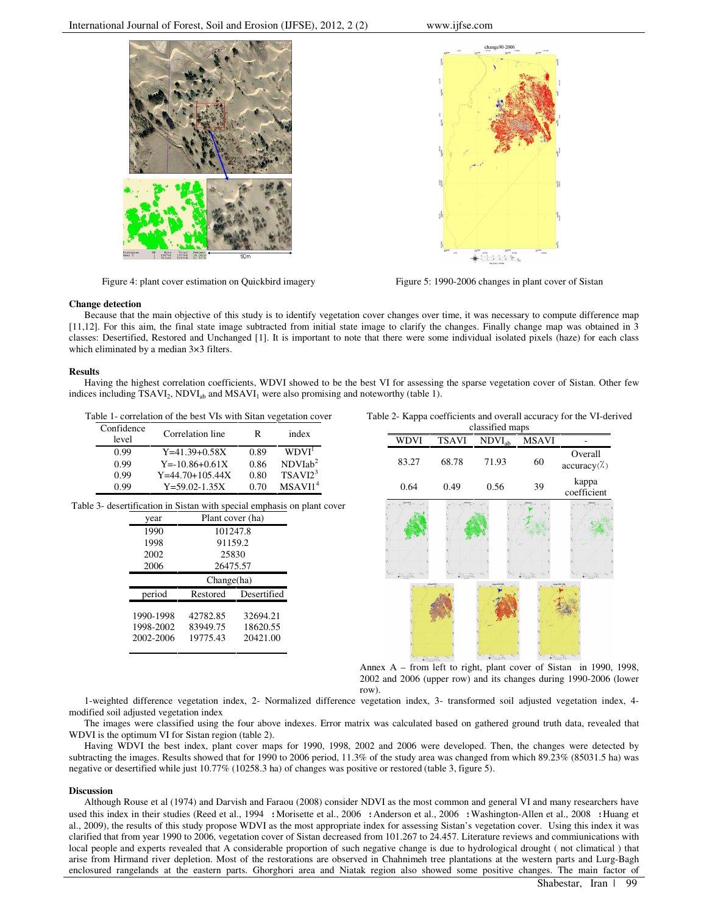Figure 4: plant cover estimation on Quickbird imagery

Figure 5: 1990-2006 changes in plant cover of Sistan

**Change detection**

Because that the main objective of this study is to identify vegetation cover changes over time, it was necessary to compute difference map [11,12]. For this aim, the final state image subtracted from initial state image to clarify the changes. Finally change map was obtained in 3 classes: Desertified, Restored and Unchanged [1]. It is important to note that there were some individual isolated pixels (haze) for each class which eliminated by a median 3×3 filters.

**Results**

Having the highest correlation coefficients, WDVI showed to be the best VI for assessing the sparse vegetation cover of Sistan. Other few indices including $TSAVI_2$, $NDVI_{ab}$ and $MSAVI_1$ were also promising and noteworthy (table 1).

Table 1- correlation of the best VIs with Sitan vegetation cover

| Confidence level | Correlation line | R | index |
|---|---|---|---|
| 0.99 | Y=41.39+0.58X | 0.89 | WDVI[1] |
| 0.99 | Y=-10.86+0.61X | 0.86 | NDVIab[2] |
| 0.99 | Y=44.70+105.44X | 0.80 | TSAVI2[3] |
| 0.99 | Y=59.02-1.35X | 0.70 | MSAVI1[4] |

Table 2- Kappa coefficients and overall accuracy for the VI-derived classified maps

| WDVI | TSAVI | $NDVI_{ab}$ | MSAVI | - |
|---|---|---|---|---|
| 83.27 | 68.78 | 71.93 | 60 | Overall accuracy(%) |
| 0.64 | 0.49 | 0.56 | 39 | kappa coefficient |

Table 3- desertification in Sistan with special emphasis on plant cover

| year | Plant cover (ha) | |
|---|---|---|
| 1990 | 101247.8 | |
| 1998 | 91159.2 | |
| 2002 | 25830 | |
| 2006 | 26475.57 | |
| | Change(ha) | |
| period | Restored | Desertified |
| 1990-1998 | 42782.85 | 32694.21 |
| 1998-2002 | 83949.75 | 18620.55 |
| 2002-2006 | 19775.43 | 20421.00 |

Annex A – from left to right, plant cover of Sistan in 1990, 1998, 2002 and 2006 (upper row) and its changes during 1990-2006 (lower row).

1-weighted difference vegetation index, 2- Normalized difference vegetation index, 3- transformed soil adjusted vegetation index, 4- modified soil adjusted vegetation index

The images were classified using the four above indexes. Error matrix was calculated based on gathered ground truth data, revealed that WDVI is the optimum VI for Sistan region (table 2).

Having WDVI the best index, plant cover maps for 1990, 1998, 2002 and 2006 were developed. Then, the changes were detected by subtracting the images. Results showed that for 1990 to 2006 period, 11.3% of the study area was changed from which 89.23% (85031.5 ha) was negative or desertified while just 10.77% (10258.3 ha) of changes was positive or restored (table 3, figure 5).

**Discussion**

Although Rouse et al (1974) and Darvish and Faraou (2008) consider NDVI as the most common and general VI and many researchers have used this index in their studies (Reed et al., 1994 ; Morisette et al., 2006 ; Anderson et al., 2006 ; Washington-Allen et al., 2008 ; Huang et al., 2009), the results of this study propose WDVI as the most appropriate index for assessing Sistan's vegetation cover. Using this index it was clarified that from year 1990 to 2006, vegetation cover of Sistan decreased from 101.267 to 24.457. Literature reviews and commiunications with local people and experts revealed that A considerable proportion of such negative change is due to hydrological drought ( not climatical ) that arise from Hirmand river depletion. Most of the restorations are observed in Chahnimeh tree plantations at the western parts and Lurg-Bagh enclosured rangelands at the eastern parts. Ghorghori area and Niatak region also showed some positive changes. The main factor of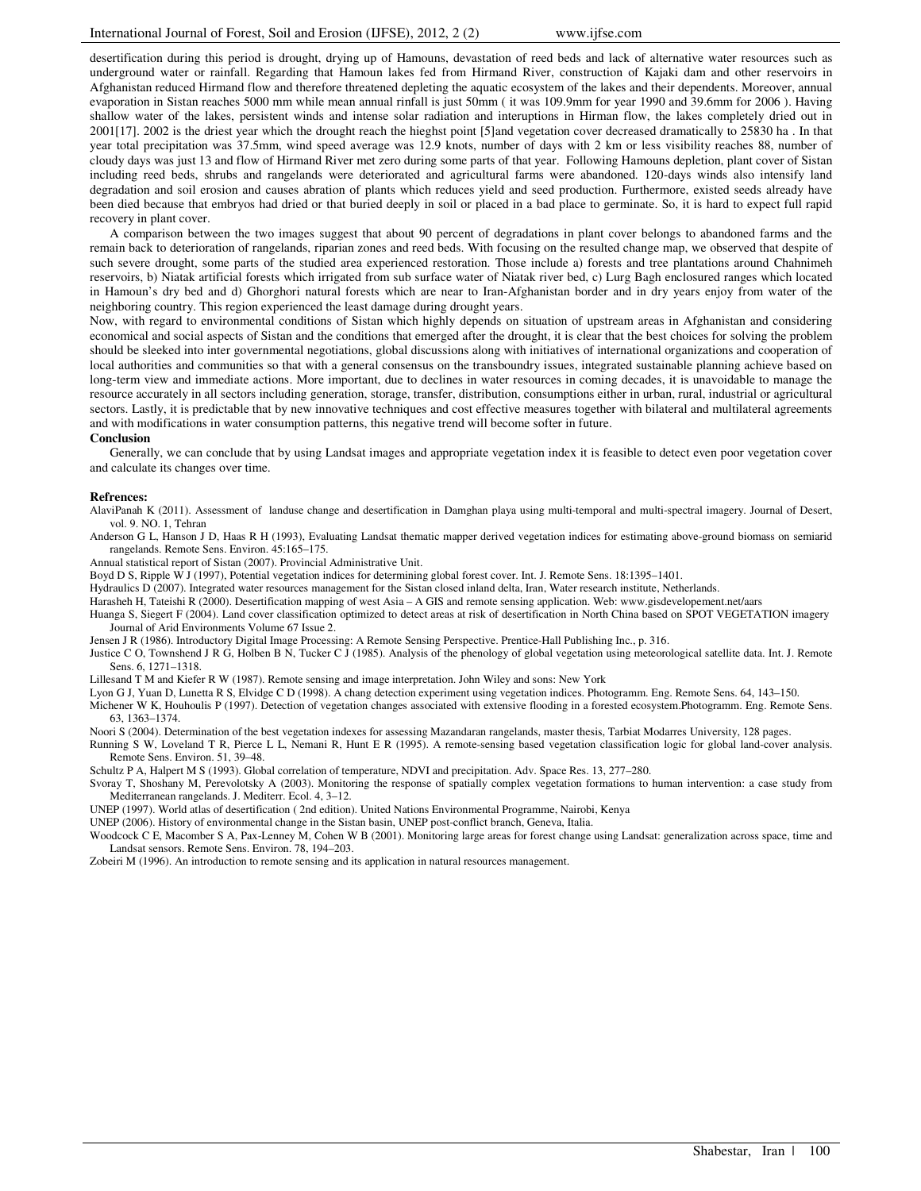desertification during this period is drought, drying up of Hamouns, devastation of reed beds and lack of alternative water resources such as underground water or rainfall. Regarding that Hamoun lakes fed from Hirmand River, construction of Kajaki dam and other reservoirs in Afghanistan reduced Hirmand flow and therefore threatened depleting the aquatic ecosystem of the lakes and their dependents. Moreover, annual evaporation in Sistan reaches 5000 mm while mean annual rainfall is just 50mm ( it was 109.9mm for year 1990 and 39.6mm for 2006 ). Having shallow water of the lakes, persistent winds and intense solar radiation and interuptions in Hirman flow, the lakes completely dried out in 2001[17]. 2002 is the driest year which the drought reach the hieghst point [5]and vegetation cover decreased dramatically to 25830 ha . In that year total precipitation was 37.5mm, wind speed average was 12.9 knots, number of days with 2 km or less visibility reaches 88, number of cloudy days was just 13 and flow of Hirmand River met zero during some parts of that year. Following Hamouns depletion, plant cover of Sistan including reed beds, shrubs and rangelands were deteriorated and agricultural farms were abandoned. 120-days winds also intensify land degradation and soil erosion and causes abration of plants which reduces yield and seed production. Furthermore, existed seeds already have been died because that embryos had dried or that buried deeply in soil or placed in a bad place to germinate. So, it is hard to expect full rapid recovery in plant cover.

A comparison between the two images suggest that about 90 percent of degradations in plant cover belongs to abandoned farms and the remain back to deterioration of rangelands, riparian zones and reed beds. With focusing on the resulted change map, we observed that despite of such severe drought, some parts of the studied area experienced restoration. Those include a) forests and tree plantations around Chahnimeh reservoirs, b) Niatak artificial forests which irrigated from sub surface water of Niatak river bed, c) Lurg Bagh enclosured ranges which located in Hamoun's dry bed and d) Ghorghori natural forests which are near to Iran-Afghanistan border and in dry years enjoy from water of the neighboring country. This region experienced the least damage during drought years.

Now, with regard to environmental conditions of Sistan which highly depends on situation of upstream areas in Afghanistan and considering economical and social aspects of Sistan and the conditions that emerged after the drought, it is clear that the best choices for solving the problem should be sleeked into inter governmental negotiations, global discussions along with initiatives of international organizations and cooperation of local authorities and communities so that with a general consensus on the transboundry issues, integrated sustainable planning achieve based on long-term view and immediate actions. More important, due to declines in water resources in coming decades, it is unavoidable to manage the resource accurately in all sectors including generation, storage, transfer, distribution, consumptions either in urban, rural, industrial or agricultural sectors. Lastly, it is predictable that by new innovative techniques and cost effective measures together with bilateral and multilateral agreements and with modifications in water consumption patterns, this negative trend will become softer in future.

## Conclusion

Generally, we can conclude that by using Landsat images and appropriate vegetation index it is feasible to detect even poor vegetation cover and calculate its changes over time.

## Refrences:

AlaviPanah K (2011). Assessment of landuse change and desertification in Damghan playa using multi-temporal and multi-spectral imagery. Journal of Desert, vol. 9. NO. 1, Tehran

Anderson G L, Hanson J D, Haas R H (1993), Evaluating Landsat thematic mapper derived vegetation indices for estimating above-ground biomass on semiarid rangelands. Remote Sens. Environ. 45:165–175.

Annual statistical report of Sistan (2007). Provincial Administrative Unit.

Boyd D S, Ripple W J (1997), Potential vegetation indices for determining global forest cover. Int. J. Remote Sens. 18:1395–1401.

Hydraulics D (2007). Integrated water resources management for the Sistan closed inland delta, Iran, Water research institute, Netherlands.

Harasheh H, Tateishi R (2000). Desertification mapping of west Asia – A GIS and remote sensing application. Web: www.gisdevelopement.net/aars

Huanga S, Siegert F (2004). Land cover classification optimized to detect areas at risk of desertification in North China based on SPOT VEGETATION imagery Journal of Arid Environments Volume 67 Issue 2.

Jensen J R (1986). Introductory Digital Image Processing: A Remote Sensing Perspective. Prentice-Hall Publishing Inc., p. 316.

Justice C O, Townshend J R G, Holben B N, Tucker C J (1985). Analysis of the phenology of global vegetation using meteorological satellite data. Int. J. Remote Sens. 6, 1271–1318.

Lillesand T M and Kiefer R W (1987). Remote sensing and image interpretation. John Wiley and sons: New York

Lyon G J, Yuan D, Lunetta R S, Elvidge C D (1998). A chang detection experiment using vegetation indices. Photogramm. Eng. Remote Sens. 64, 143–150.

Michener W K, Houhoulis P (1997). Detection of vegetation changes associated with extensive flooding in a forested ecosystem.Photogramm. Eng. Remote Sens. 63, 1363–1374.

Noori S (2004). Determination of the best vegetation indexes for assessing Mazandaran rangelands, master thesis, Tarbiat Modarres University, 128 pages.

Running S W, Loveland T R, Pierce L L, Nemani R, Hunt E R (1995). A remote-sensing based vegetation classification logic for global land-cover analysis. Remote Sens. Environ. 51, 39–48.

Schultz P A, Halpert M S (1993). Global correlation of temperature, NDVI and precipitation. Adv. Space Res. 13, 277–280.

Svoray T, Shoshany M, Perevolotsky A (2003). Monitoring the response of spatially complex vegetation formations to human intervention: a case study from Mediterranean rangelands. J. Mediterr. Ecol. 4, 3–12.

UNEP (1997). World atlas of desertification ( 2nd edition). United Nations Environmental Programme, Nairobi, Kenya

UNEP (2006). History of environmental change in the Sistan basin, UNEP post-conflict branch, Geneva, Italia.

Woodcock C E, Macomber S A, Pax-Lenney M, Cohen W B (2001). Monitoring large areas for forest change using Landsat: generalization across space, time and Landsat sensors. Remote Sens. Environ. 78, 194–203.

Zobeiri M (1996). An introduction to remote sensing and its application in natural resources management.